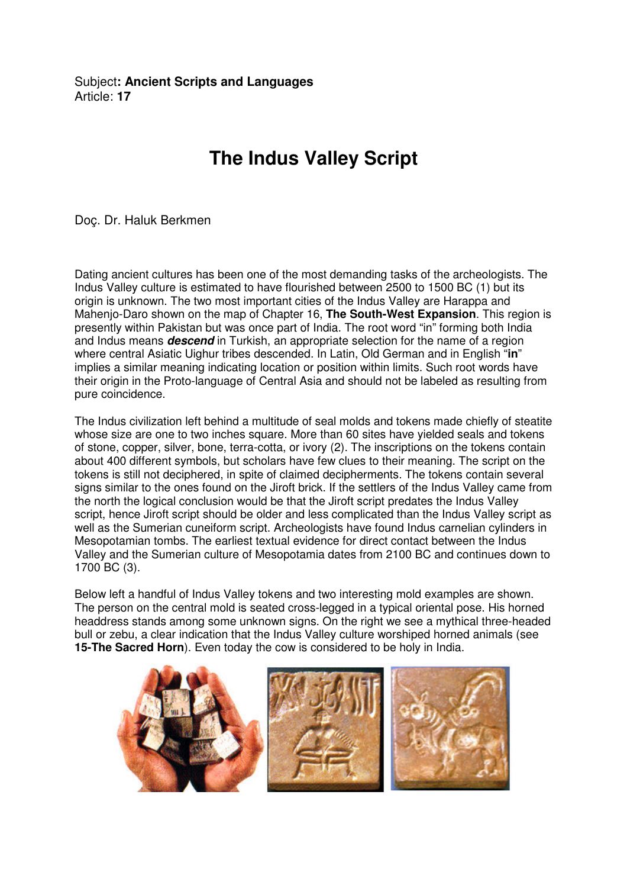Subject**: Ancient Scripts and Languages**
Article: **17**

# The Indus Valley Script

Doç. Dr. Haluk Berkmen

Dating ancient cultures has been one of the most demanding tasks of the archeologists. The Indus Valley culture is estimated to have flourished between 2500 to 1500 BC (1) but its origin is unknown. The two most important cities of the Indus Valley are Harappa and Mahenjo-Daro shown on the map of Chapter 16, **The South-West Expansion**. This region is presently within Pakistan but was once part of India. The root word "in" forming both India and Indus means ***descend*** in Turkish, an appropriate selection for the name of a region where central Asiatic Uighur tribes descended. In Latin, Old German and in English "**in**" implies a similar meaning indicating location or position within limits. Such root words have their origin in the Proto-language of Central Asia and should not be labeled as resulting from pure coincidence.

The Indus civilization left behind a multitude of seal molds and tokens made chiefly of steatite whose size are one to two inches square. More than 60 sites have yielded seals and tokens of stone, copper, silver, bone, terra-cotta, or ivory (2). The inscriptions on the tokens contain about 400 different symbols, but scholars have few clues to their meaning. The script on the tokens is still not deciphered, in spite of claimed decipherments. The tokens contain several signs similar to the ones found on the Jiroft brick. If the settlers of the Indus Valley came from the north the logical conclusion would be that the Jiroft script predates the Indus Valley script, hence Jiroft script should be older and less complicated than the Indus Valley script as well as the Sumerian cuneiform script. Archeologists have found Indus carnelian cylinders in Mesopotamian tombs. The earliest textual evidence for direct contact between the Indus Valley and the Sumerian culture of Mesopotamia dates from 2100 BC and continues down to 1700 BC (3).

Below left a handful of Indus Valley tokens and two interesting mold examples are shown. The person on the central mold is seated cross-legged in a typical oriental pose. His horned headdress stands among some unknown signs. On the right we see a mythical three-headed bull or zebu, a clear indication that the Indus Valley culture worshiped horned animals (see **15-The Sacred Horn**). Even today the cow is considered to be holy in India.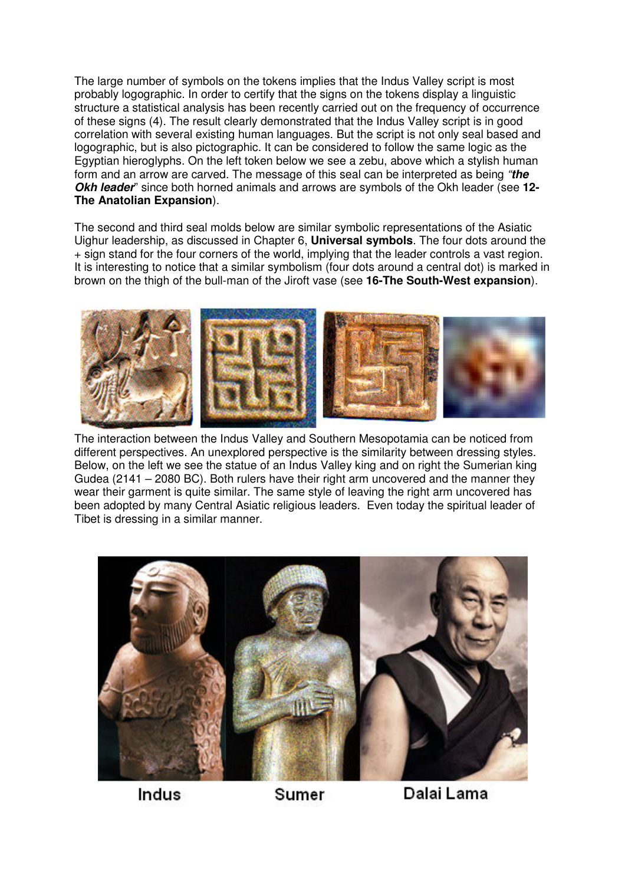The large number of symbols on the tokens implies that the Indus Valley script is most probably logographic. In order to certify that the signs on the tokens display a linguistic structure a statistical analysis has been recently carried out on the frequency of occurrence of these signs (4). The result clearly demonstrated that the Indus Valley script is in good correlation with several existing human languages. But the script is not only seal based and logographic, but is also pictographic. It can be considered to follow the same logic as the Egyptian hieroglyphs. On the left token below we see a zebu, above which a stylish human form and an arrow are carved. The message of this seal can be interpreted as being *"**the Okh leader**"* since both horned animals and arrows are symbols of the Okh leader (see **12-The Anatolian Expansion**).

The second and third seal molds below are similar symbolic representations of the Asiatic Uighur leadership, as discussed in Chapter 6, **Universal symbols**. The four dots around the + sign stand for the four corners of the world, implying that the leader controls a vast region. It is interesting to notice that a similar symbolism (four dots around a central dot) is marked in brown on the thigh of the bull-man of the Jiroft vase (see **16-The South-West expansion**).

The interaction between the Indus Valley and Southern Mesopotamia can be noticed from different perspectives. An unexplored perspective is the similarity between dressing styles. Below, on the left we see the statue of an Indus Valley king and on right the Sumerian king Gudea (2141 – 2080 BC). Both rulers have their right arm uncovered and the manner they wear their garment is quite similar. The same style of leaving the right arm uncovered has been adopted by many Central Asiatic religious leaders. Even today the spiritual leader of Tibet is dressing in a similar manner.

Indus Sumer Dalai Lama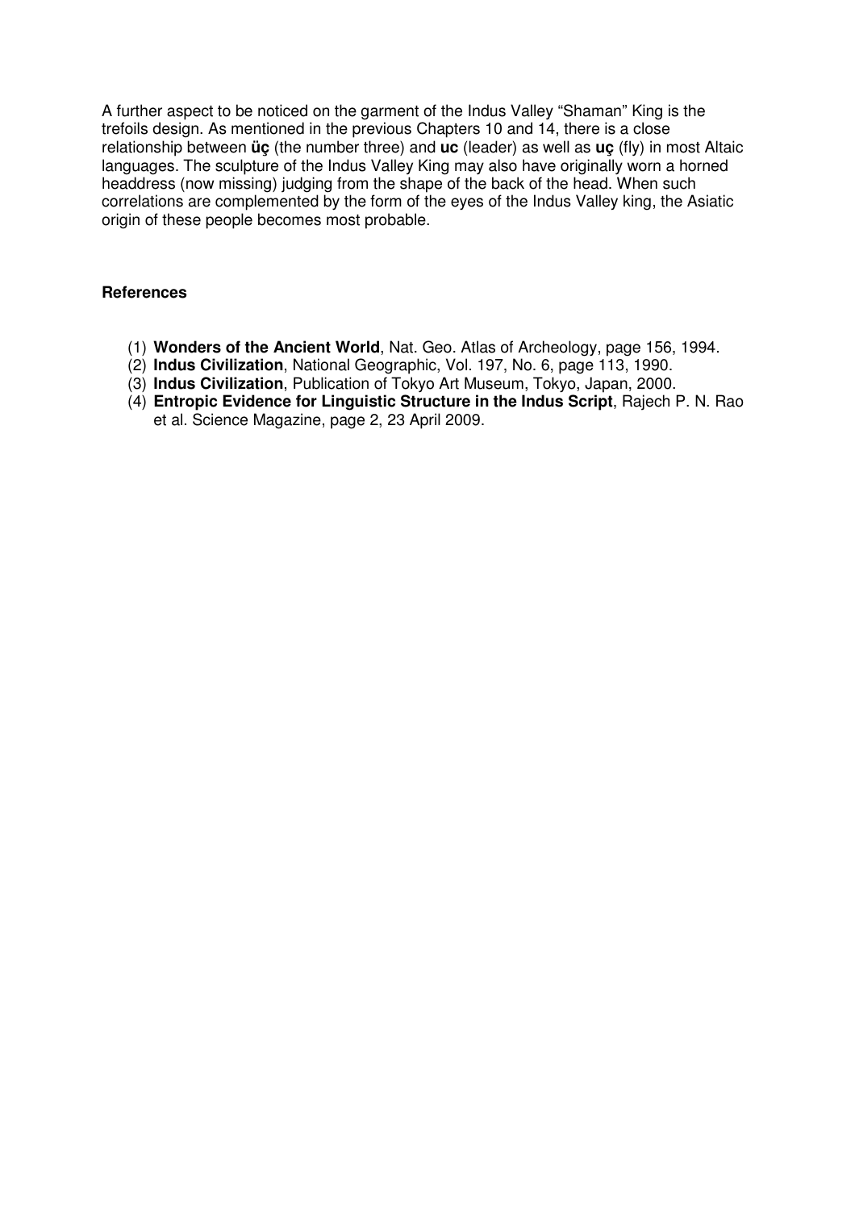A further aspect to be noticed on the garment of the Indus Valley "Shaman" King is the trefoils design. As mentioned in the previous Chapters 10 and 14, there is a close relationship between **üç** (the number three) and **uc** (leader) as well as **uç** (fly) in most Altaic languages. The sculpture of the Indus Valley King may also have originally worn a horned headdress (now missing) judging from the shape of the back of the head. When such correlations are complemented by the form of the eyes of the Indus Valley king, the Asiatic origin of these people becomes most probable.

**References**

(1) **Wonders of the Ancient World**, Nat. Geo. Atlas of Archeology, page 156, 1994.
(2) **Indus Civilization**, National Geographic, Vol. 197, No. 6, page 113, 1990.
(3) **Indus Civilization**, Publication of Tokyo Art Museum, Tokyo, Japan, 2000.
(4) **Entropic Evidence for Linguistic Structure in the Indus Script**, Rajech P. N. Rao et al. Science Magazine, page 2, 23 April 2009.